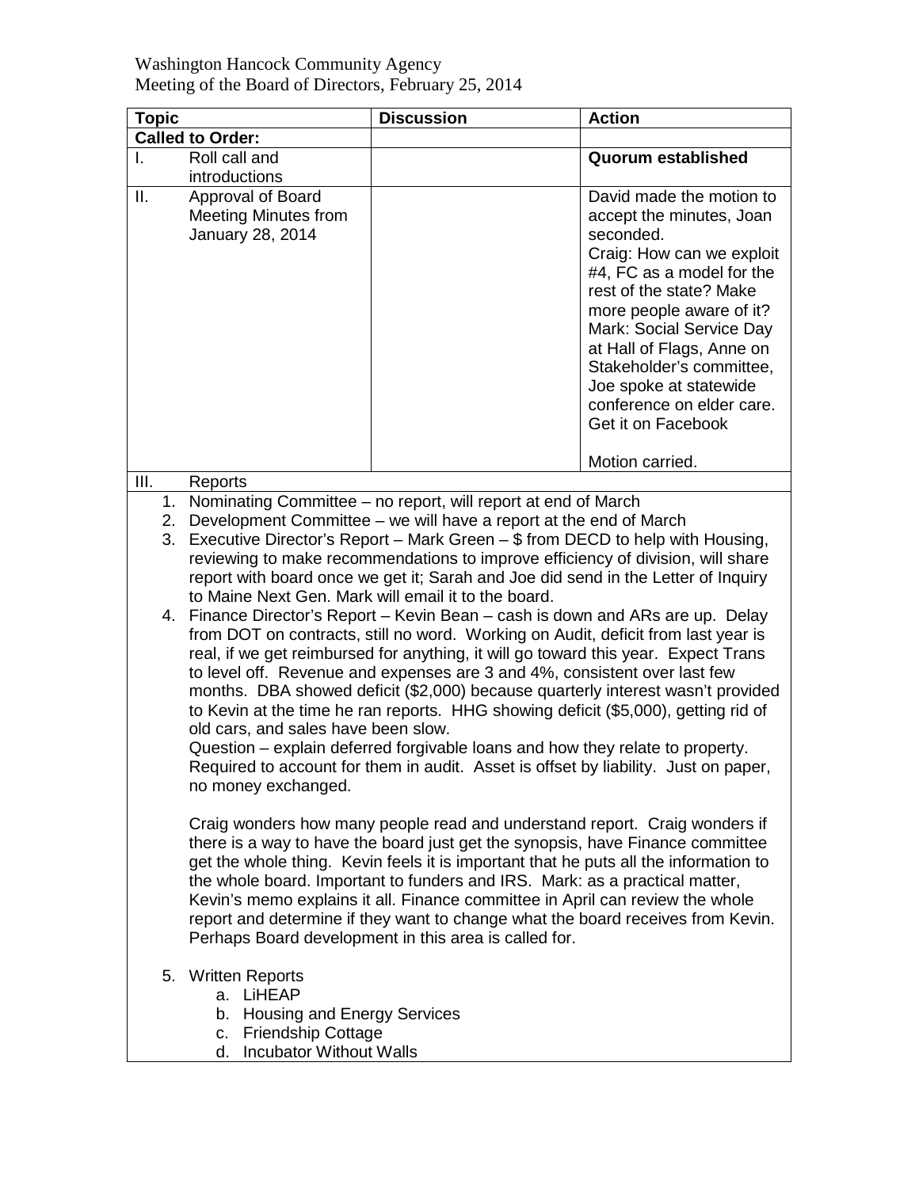Washington Hancock Community Agency
Meeting of the Board of Directors, February 25, 2014

| Topic | Discussion | Action |
|---|---|---|
| **Called to Order:** | | |
| I. Roll call and introductions | | **Quorum established** |
| II. Approval of Board Meeting Minutes from January 28, 2014 | | David made the motion to accept the minutes, Joan seconded. Craig: How can we exploit #4, FC as a model for the rest of the state? Make more people aware of it? Mark: Social Service Day at Hall of Flags, Anne on Stakeholder's committee, Joe spoke at statewide conference on elder care. Get it on Facebook<br><br>Motion carried. |
| III. Reports | | |

1. Nominating Committee – no report, will report at end of March
2. Development Committee – we will have a report at the end of March
3. Executive Director's Report – Mark Green – $ from DECD to help with Housing, reviewing to make recommendations to improve efficiency of division, will share report with board once we get it; Sarah and Joe did send in the Letter of Inquiry to Maine Next Gen. Mark will email it to the board.
4. Finance Director's Report – Kevin Bean – cash is down and ARs are up. Delay from DOT on contracts, still no word. Working on Audit, deficit from last year is real, if we get reimbursed for anything, it will go toward this year. Expect Trans to level off. Revenue and expenses are 3 and 4%, consistent over last few months. DBA showed deficit ($2,000) because quarterly interest wasn't provided to Kevin at the time he ran reports. HHG showing deficit ($5,000), getting rid of old cars, and sales have been slow.
   Question – explain deferred forgivable loans and how they relate to property. Required to account for them in audit. Asset is offset by liability. Just on paper, no money exchanged.

   Craig wonders how many people read and understand report. Craig wonders if there is a way to have the board just get the synopsis, have Finance committee get the whole thing. Kevin feels it is important that he puts all the information to the whole board. Important to funders and IRS. Mark: as a practical matter, Kevin's memo explains it all. Finance committee in April can review the whole report and determine if they want to change what the board receives from Kevin. Perhaps Board development in this area is called for.

5. Written Reports
   a. LiHEAP
   b. Housing and Energy Services
   c. Friendship Cottage
   d. Incubator Without Walls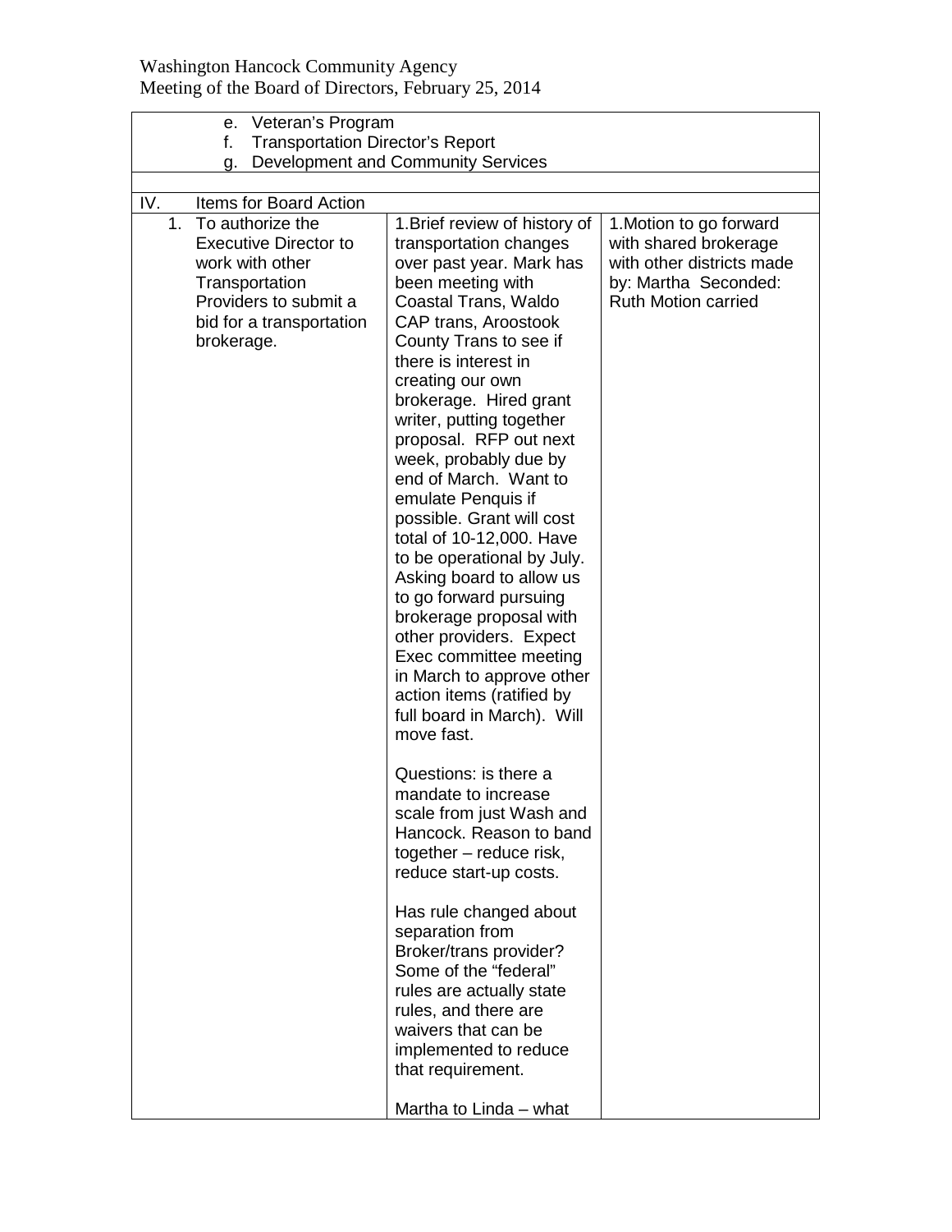Washington Hancock Community Agency
Meeting of the Board of Directors, February 25, 2014

| | | |
|---|---|---|
| e. Veteran's Program<br>f. Transportation Director's Report<br>g. Development and Community Services | | |
| | | |
| IV. Items for Board Action | | |
| 1. To authorize the Executive Director to work with other Transportation Providers to submit a bid for a transportation brokerage. | 1.Brief review of history of transportation changes over past year. Mark has been meeting with Coastal Trans, Waldo CAP trans, Aroostook County Trans to see if there is interest in creating our own brokerage. Hired grant writer, putting together proposal. RFP out next week, probably due by end of March. Want to emulate Penquis if possible. Grant will cost total of 10-12,000. Have to be operational by July. Asking board to allow us to go forward pursuing brokerage proposal with other providers. Expect Exec committee meeting in March to approve other action items (ratified by full board in March). Will move fast.<br><br>Questions: is there a mandate to increase scale from just Wash and Hancock. Reason to band together – reduce risk, reduce start-up costs.<br><br>Has rule changed about separation from Broker/trans provider? Some of the "federal" rules are actually state rules, and there are waivers that can be implemented to reduce that requirement.<br><br>Martha to Linda – what | 1.Motion to go forward with shared brokerage with other districts made by: Martha Seconded: Ruth Motion carried |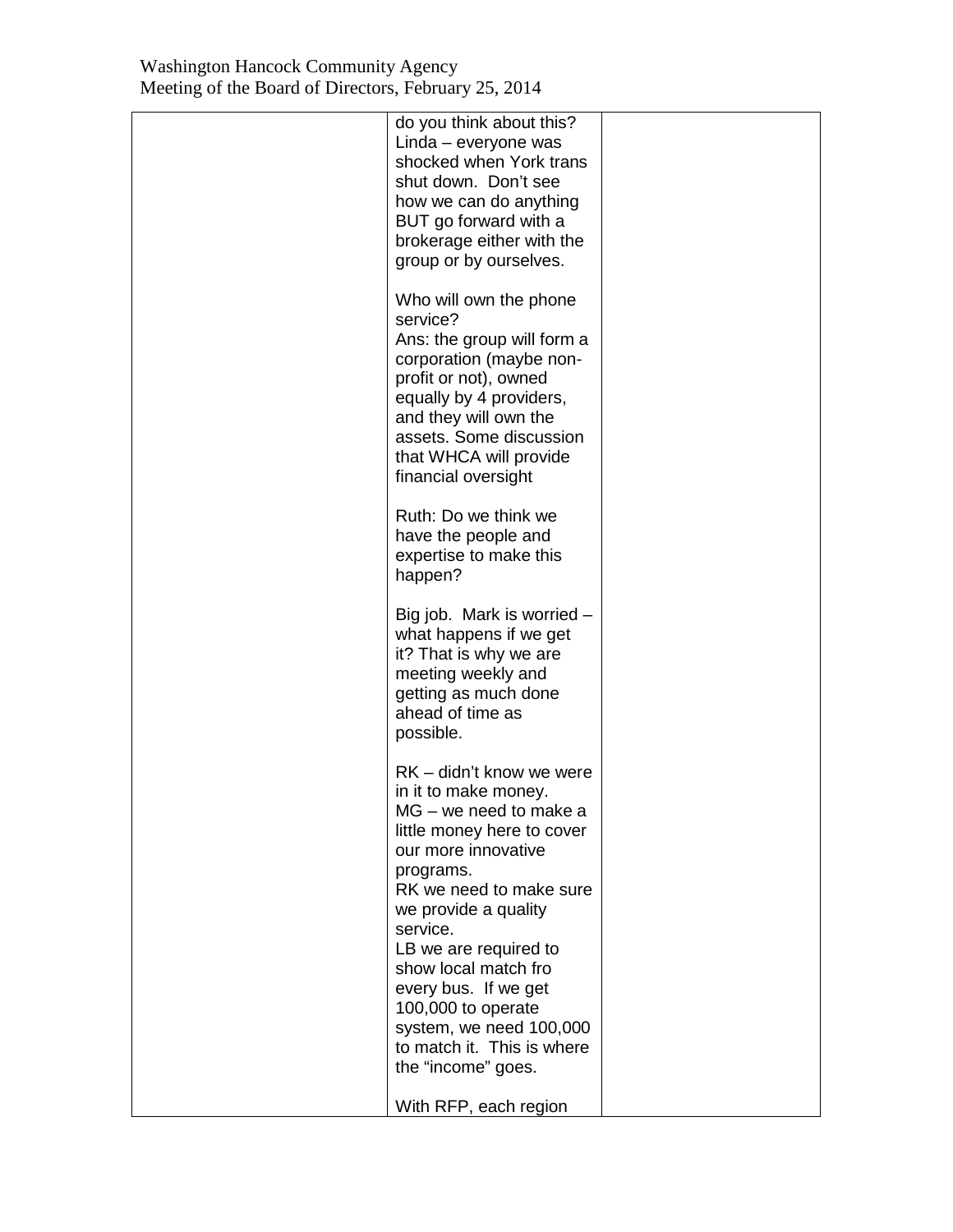| | | |
|---|---|---|
| | do you think about this?<br>Linda – everyone was shocked when York trans shut down. Don't see how we can do anything BUT go forward with a brokerage either with the group or by ourselves.<br><br>Who will own the phone service?<br>Ans: the group will form a corporation (maybe non-profit or not), owned equally by 4 providers, and they will own the assets. Some discussion that WHCA will provide financial oversight<br><br>Ruth: Do we think we have the people and expertise to make this happen?<br><br>Big job. Mark is worried – what happens if we get it? That is why we are meeting weekly and getting as much done ahead of time as possible.<br><br>RK – didn't know we were in it to make money.<br>MG – we need to make a little money here to cover our more innovative programs.<br>RK we need to make sure we provide a quality service.<br>LB we are required to show local match fro every bus. If we get 100,000 to operate system, we need 100,000 to match it. This is where the "income" goes.<br><br>With RFP, each region | |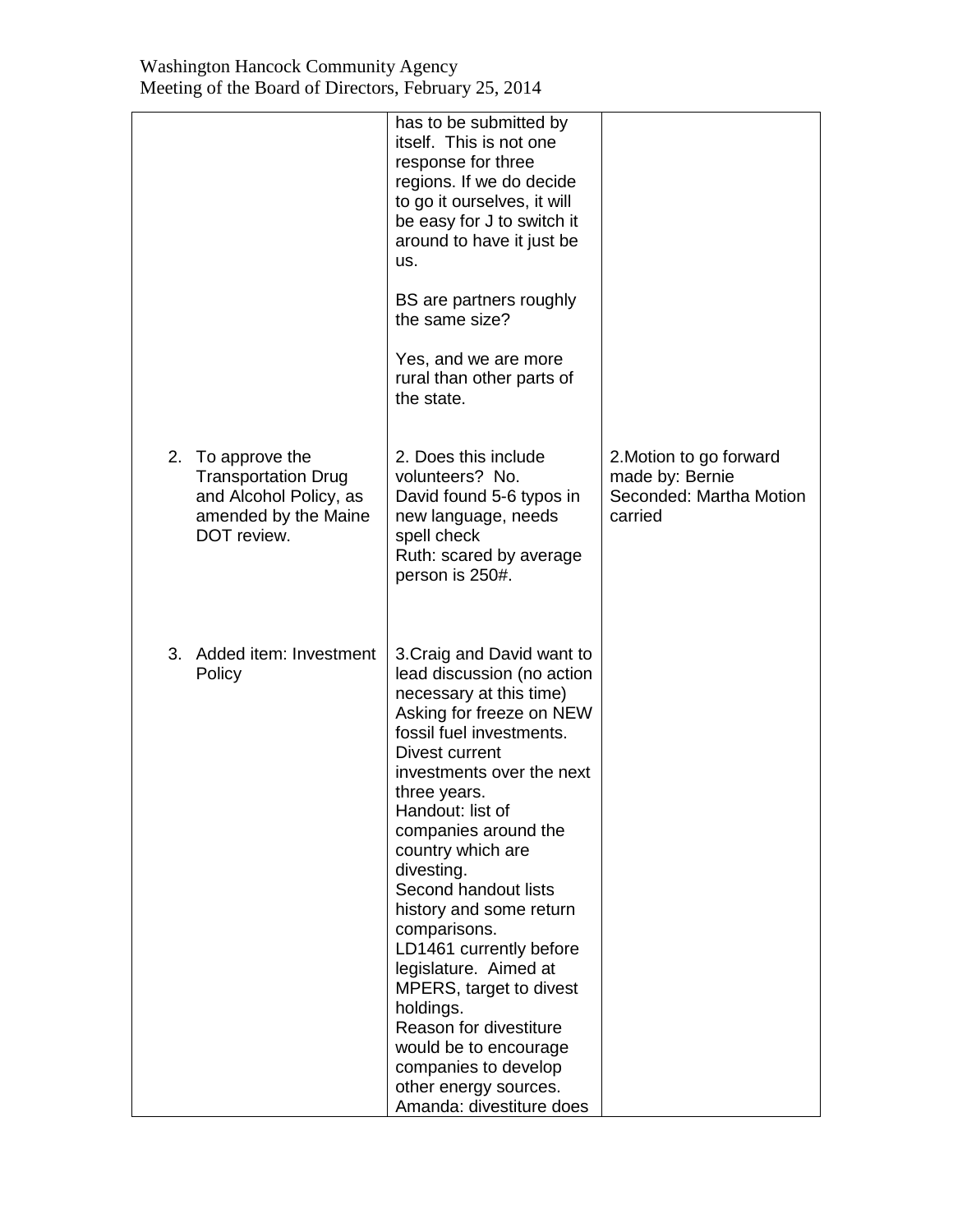| | | |
|---|---|---|
| | has to be submitted by itself. This is not one response for three regions. If we do decide to go it ourselves, it will be easy for J to switch it around to have it just be us.<br><br>BS are partners roughly the same size?<br><br>Yes, and we are more rural than other parts of the state. | |
| 2. To approve the Transportation Drug and Alcohol Policy, as amended by the Maine DOT review. | 2. Does this include volunteers? No.<br>David found 5-6 typos in new language, needs spell check<br>Ruth: scared by average person is 250#. | 2.Motion to go forward made by: Bernie Seconded: Martha Motion carried |
| 3. Added item: Investment Policy | 3.Craig and David want to lead discussion (no action necessary at this time)<br>Asking for freeze on NEW fossil fuel investments.<br>Divest current investments over the next three years.<br>Handout: list of companies around the country which are divesting.<br>Second handout lists history and some return comparisons.<br>LD1461 currently before legislature. Aimed at MPERS, target to divest holdings.<br>Reason for divestiture would be to encourage companies to develop other energy sources.<br>Amanda: divestiture does | |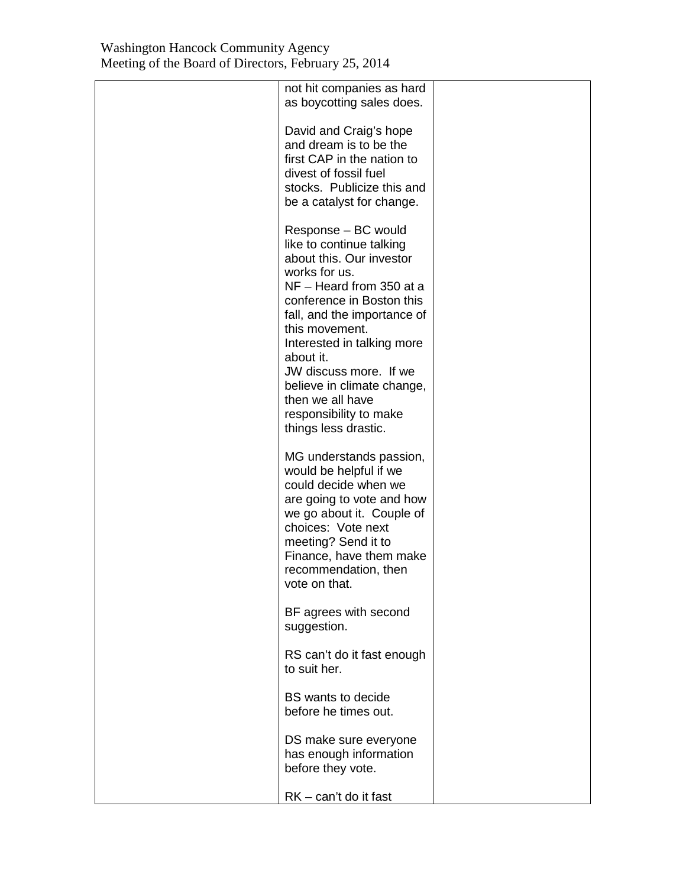| | | |
|---|---|---|
| | not hit companies as hard as boycotting sales does.<br><br>David and Craig's hope and dream is to be the first CAP in the nation to divest of fossil fuel stocks. Publicize this and be a catalyst for change.<br><br>Response – BC would like to continue talking about this. Our investor works for us.<br>NF – Heard from 350 at a conference in Boston this fall, and the importance of this movement.<br>Interested in talking more about it.<br>JW discuss more. If we believe in climate change, then we all have responsibility to make things less drastic.<br><br>MG understands passion, would be helpful if we could decide when we are going to vote and how we go about it. Couple of choices: Vote next meeting? Send it to Finance, have them make recommendation, then vote on that.<br><br>BF agrees with second suggestion.<br><br>RS can't do it fast enough to suit her.<br><br>BS wants to decide before he times out.<br><br>DS make sure everyone has enough information before they vote.<br><br>RK – can't do it fast | |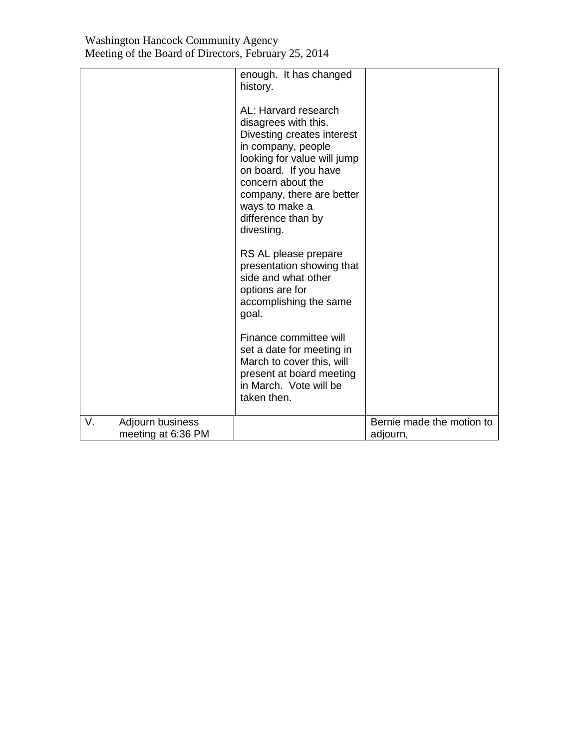| | | |
|---|---|---|
| | enough. It has changed history.<br><br>AL: Harvard research disagrees with this. Divesting creates interest in company, people looking for value will jump on board. If you have concern about the company, there are better ways to make a difference than by divesting.<br><br>RS AL please prepare presentation showing that side and what other options are for accomplishing the same goal.<br><br>Finance committee will set a date for meeting in March to cover this, will present at board meeting in March. Vote will be taken then. | |
| V. Adjourn business meeting at 6:36 PM | | Bernie made the motion to adjourn, |